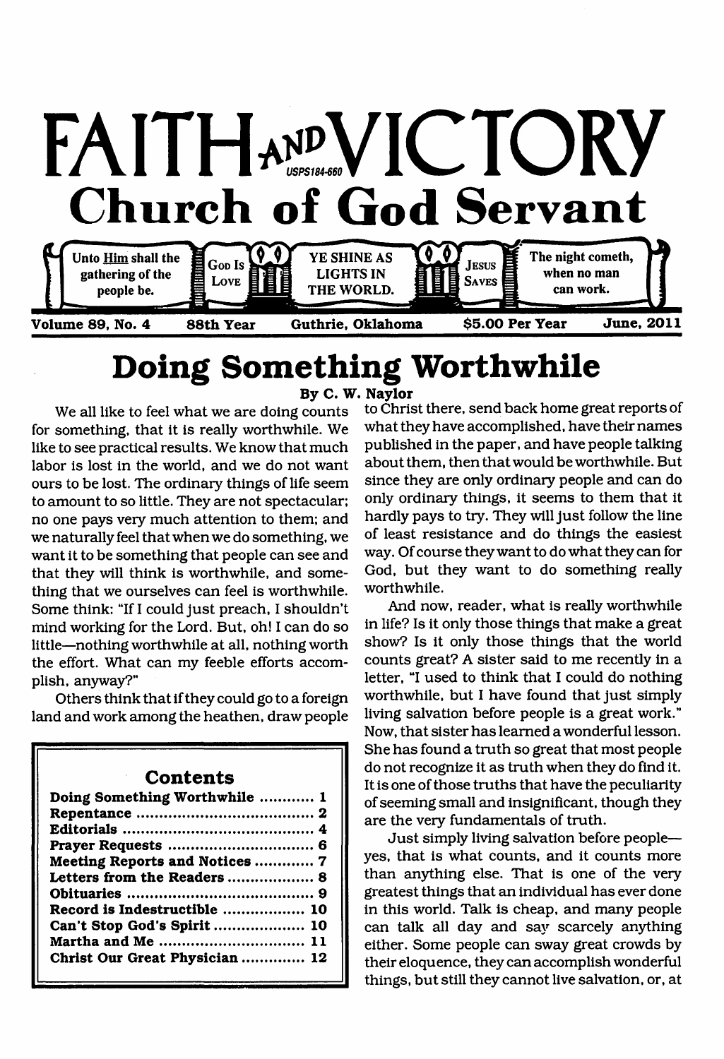# FAITH AND VICTORY

USPS184-660

## Church of God Servant

Unto Him shall the gathering of the people be. | GOD IS LOVE | YE SHINE AS LIGHTS IN THE WORLD. | JESUS SAVES | The night cometh, when no man can work.

**Volume 89, No. 4 — 88th Year — Guthrie, Oklahoma — $5.00 Per Year — June, 2011**

# Doing Something Worthwhile

**By C. W. Naylor**

We all like to feel what we are doing counts for something, that it is really worthwhile. We like to see practical results. We know that much labor is lost in the world, and we do not want ours to be lost. The ordinary things of life seem to amount to so little. They are not spectacular; no one pays very much attention to them; and we naturally feel that when we do something, we want it to be something that people can see and that they will think is worthwhile, and something that we ourselves can feel is worthwhile. Some think: "If I could just preach, I shouldn't mind working for the Lord. But, oh! I can do so little—nothing worthwhile at all, nothing worth the effort. What can my feeble efforts accomplish, anyway?"

Others think that if they could go to a foreign land and work among the heathen, draw people to Christ there, send back home great reports of what they have accomplished, have their names published in the paper, and have people talking about them, then that would be worthwhile. But since they are only ordinary people and can do only ordinary things, it seems to them that it hardly pays to try. They will just follow the line of least resistance and do things the easiest way. Of course they want to do what they can for God, but they want to do something really worthwhile.

And now, reader, what is really worthwhile in life? Is it only those things that make a great show? Is it only those things that the world counts great? A sister said to me recently in a letter, "I used to think that I could do nothing worthwhile, but I have found that just simply living salvation before people is a great work." Now, that sister has learned a wonderful lesson. She has found a truth so great that most people do not recognize it as truth when they do find it. It is one of those truths that have the peculiarity of seeming small and insignificant, though they are the very fundamentals of truth.

Just simply living salvation before people—yes, that is what counts, and it counts more than anything else. That is one of the very greatest things that an individual has ever done in this world. Talk is cheap, and many people can talk all day and say scarcely anything either. Some people can sway great crowds by their eloquence, they can accomplish wonderful things, but still they cannot live salvation, or, at

### Contents

| | |
|---|---|
| **Doing Something Worthwhile** | **1** |
| **Repentance** | **2** |
| **Editorials** | **4** |
| **Prayer Requests** | **6** |
| **Meeting Reports and Notices** | **7** |
| **Letters from the Readers** | **8** |
| **Obituaries** | **9** |
| **Record is Indestructible** | **10** |
| **Can't Stop God's Spirit** | **10** |
| **Martha and Me** | **11** |
| **Christ Our Great Physician** | **12** |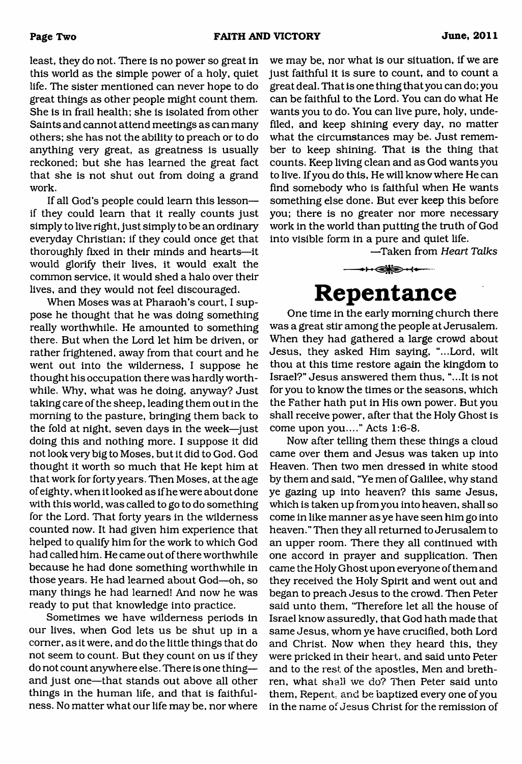least, they do not. There is no power so great in this world as the simple power of a holy, quiet life. The sister mentioned can never hope to do great things as other people might count them. She is in frail health; she is isolated from other Saints and cannot attend meetings as can many others; she has not the ability to preach or to do anything very great, as greatness is usually reckoned; but she has learned the great fact that she is not shut out from doing a grand work.

If all God's people could learn this lesson—if they could learn that it really counts just simply to live right, just simply to be an ordinary everyday Christian; if they could once get that thoroughly fixed in their minds and hearts—it would glorify their lives, it would exalt the common service, it would shed a halo over their lives, and they would not feel discouraged.

When Moses was at Pharaoh's court, I suppose he thought that he was doing something really worthwhile. He amounted to something there. But when the Lord let him be driven, or rather frightened, away from that court and he went out into the wilderness, I suppose he thought his occupation there was hardly worthwhile. Why, what was he doing, anyway? Just taking care of the sheep, leading them out in the morning to the pasture, bringing them back to the fold at night, seven days in the week—just doing this and nothing more. I suppose it did not look very big to Moses, but it did to God. God thought it worth so much that He kept him at that work for forty years. Then Moses, at the age of eighty, when it looked as if he were about done with this world, was called to go to do something for the Lord. That forty years in the wilderness counted now. It had given him experience that helped to qualify him for the work to which God had called him. He came out of there worthwhile because he had done something worthwhile in those years. He had learned about God—oh, so many things he had learned! And now he was ready to put that knowledge into practice.

Sometimes we have wilderness periods in our lives, when God lets us be shut up in a corner, as it were, and do the little things that do not seem to count. But they count on us if they do not count anywhere else. There is one thing—and just one—that stands out above all other things in the human life, and that is faithfulness. No matter what our life may be, nor where we may be, nor what is our situation, if we are just faithful it is sure to count, and to count a great deal. That is one thing that you can do; you can be faithful to the Lord. You can do what He wants you to do. You can live pure, holy, undefiled, and keep shining every day, no matter what the circumstances may be. Just remember to keep shining. That is the thing that counts. Keep living clean and as God wants you to live. If you do this, He will know where He can find somebody who is faithful when He wants something else done. But ever keep this before you; there is no greater nor more necessary work in the world than putting the truth of God into visible form in a pure and quiet life.

—Taken from *Heart Talks*

# Repentance

One time in the early morning church there was a great stir among the people at Jerusalem. When they had gathered a large crowd about Jesus, they asked Him saying, "...Lord, wilt thou at this time restore again the kingdom to Israel?" Jesus answered them thus, "...It is not for you to know the times or the seasons, which the Father hath put in His own power. But you shall receive power, after that the Holy Ghost is come upon you...." Acts 1:6-8.

Now after telling them these things a cloud came over them and Jesus was taken up into Heaven. Then two men dressed in white stood by them and said, "Ye men of Galilee, why stand ye gazing up into heaven? this same Jesus, which is taken up from you into heaven, shall so come in like manner as ye have seen him go into heaven." Then they all returned to Jerusalem to an upper room. There they all continued with one accord in prayer and supplication. Then came the Holy Ghost upon everyone of them and they received the Holy Spirit and went out and began to preach Jesus to the crowd. Then Peter said unto them, "Therefore let all the house of Israel know assuredly, that God hath made that same Jesus, whom ye have crucified, both Lord and Christ. Now when they heard this, they were pricked in their heart, and said unto Peter and to the rest of the apostles, Men and brethren, what shall we do? Then Peter said unto them, Repent, and be baptized every one of you in the name of Jesus Christ for the remission of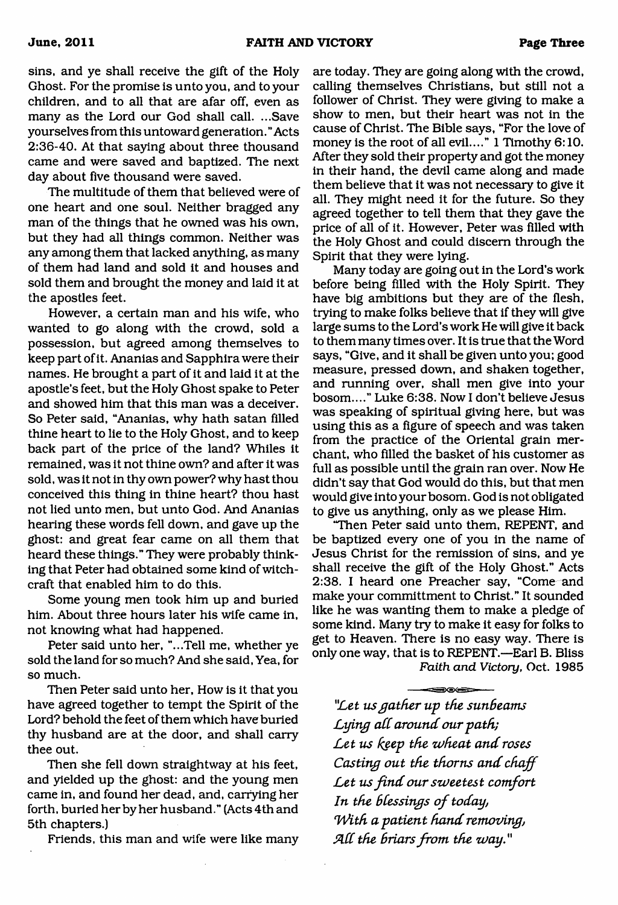sins, and ye shall receive the gift of the Holy Ghost. For the promise is unto you, and to your children, and to all that are afar off, even as many as the Lord our God shall call. ...Save yourselves from this untoward generation." Acts 2:36-40. At that saying about three thousand came and were saved and baptized. The next day about five thousand were saved.

The multitude of them that believed were of one heart and one soul. Neither bragged any man of the things that he owned was his own, but they had all things common. Neither was any among them that lacked anything, as many of them had land and sold it and houses and sold them and brought the money and laid it at the apostles feet.

However, a certain man and his wife, who wanted to go along with the crowd, sold a possession, but agreed among themselves to keep part of it. Ananias and Sapphira were their names. He brought a part of it and laid it at the apostle's feet, but the Holy Ghost spake to Peter and showed him that this man was a deceiver. So Peter said, "Ananias, why hath satan filled thine heart to lie to the Holy Ghost, and to keep back part of the price of the land? Whiles it remained, was it not thine own? and after it was sold, was it not in thy own power? why hast thou conceived this thing in thine heart? thou hast not lied unto men, but unto God. And Ananias hearing these words fell down, and gave up the ghost: and great fear came on all them that heard these things." They were probably thinking that Peter had obtained some kind of witchcraft that enabled him to do this.

Some young men took him up and buried him. About three hours later his wife came in, not knowing what had happened.

Peter said unto her, "...Tell me, whether ye sold the land for so much? And she said, Yea, for so much.

Then Peter said unto her, How is it that you have agreed together to tempt the Spirit of the Lord? behold the feet of them which have buried thy husband are at the door, and shall carry thee out.

Then she fell down straightway at his feet, and yielded up the ghost: and the young men came in, and found her dead, and, carrying her forth, buried her by her husband." (Acts 4th and 5th chapters.)

Friends, this man and wife were like many are today. They are going along with the crowd, calling themselves Christians, but still not a follower of Christ. They were giving to make a show to men, but their heart was not in the cause of Christ. The Bible says, "For the love of money is the root of all evil...." 1 Timothy 6:10. After they sold their property and got the money in their hand, the devil came along and made them believe that it was not necessary to give it all. They might need it for the future. So they agreed together to tell them that they gave the price of all of it. However, Peter was filled with the Holy Ghost and could discern through the Spirit that they were lying.

Many today are going out in the Lord's work before being filled with the Holy Spirit. They have big ambitions but they are of the flesh, trying to make folks believe that if they will give large sums to the Lord's work He will give it back to them many times over. It is true that the Word says, "Give, and it shall be given unto you; good measure, pressed down, and shaken together, and running over, shall men give into your bosom...." Luke 6:38. Now I don't believe Jesus was speaking of spiritual giving here, but was using this as a figure of speech and was taken from the practice of the Oriental grain merchant, who filled the basket of his customer as full as possible until the grain ran over. Now He didn't say that God would do this, but that men would give into your bosom. God is not obligated to give us anything, only as we please Him.

"Then Peter said unto them, REPENT, and be baptized every one of you in the name of Jesus Christ for the remission of sins, and ye shall receive the gift of the Holy Ghost." Acts 2:38. I heard one Preacher say, "Come and make your committment to Christ." It sounded like he was wanting them to make a pledge of some kind. Many try to make it easy for folks to get to Heaven. There is no easy way. There is only one way, that is to REPENT.—Earl B. Bliss

*Faith and Victory*, Oct. 1985

---

*"Let us gather up the sunbeams*
*Lying all around our path;*
*Let us keep the wheat and roses*
*Casting out the thorns and chaff*
*Let us find our sweetest comfort*
*In the blessings of today,*
*With a patient hand removing,*
*All the briars from the way."*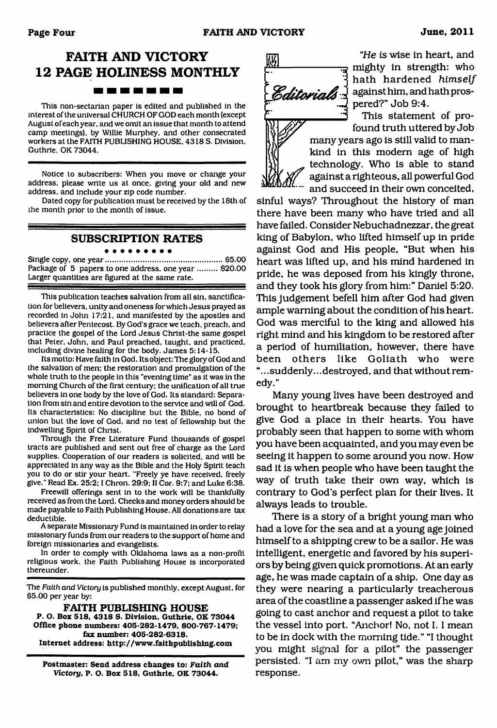# FAITH AND VICTORY 12 PAGE HOLINESS MONTHLY

This non-sectarian paper is edited and published in the interest of the universal CHURCH OF GOD each month (except August of each year, and we omit an issue that month to attend camp meetings), by Willie Murphey, and other consecrated workers at the FAITH PUBLISHING HOUSE, 4318 S. Division, Guthrie, OK 73044.

Notice to subscribers: When you move or change your address, please write us at once, giving your old and new address, and include your zip code number.

Dated copy for publication must be received by the 18th of the month prior to the month of issue.

## SUBSCRIPTION RATES

Single copy, one year ........................................ $5.00
Package of 5 papers to one address, one year ......... $20.00
Larger quantities are figured at the same rate.

This publication teaches salvation from all sin, sanctification for believers, unity and oneness for which Jesus prayed as recorded in John 17:21, and manifested by the apostles and believers after Pentecost. By God's grace we teach, preach, and practice the gospel of the Lord Jesus Christ-the same gospel that Peter, John, and Paul preached, taught, and practiced, including divine healing for the body. James 5:14-15.

Its motto: Have faith in God. Its object: The glory of God and the salvation of men; the restoration and promulgation of the whole truth to the people in this "evening time" as it was in the morning Church of the first century; the unification of all true believers in one body by the love of God. Its standard: Separation from sin and entire devotion to the service and will of God. Its characteristics: No discipline but the Bible, no bond of union but the love of God, and no test of fellowship but the indwelling Spirit of Christ.

Through the Free Literature Fund thousands of gospel tracts are published and sent out free of charge as the Lord supplies. Cooperation of our readers is solicited, and will be appreciated in any way as the Bible and the Holy Spirit teach you to do or stir your heart. "Freely ye have received, freely give." Read Ex. 25:2; I Chron. 29:9; II Cor. 9:7; and Luke 6:38.

Freewill offerings sent in to the work will be thankfully received as from the Lord. Checks and money orders should be made payable to Faith Publishing House. All donations are tax deductible.

A separate Missionary Fund is maintained in order to relay missionary funds from our readers to the support of home and foreign missionaries and evangelists.

In order to comply with Oklahoma laws as a non-profit religious work, the Faith Publishing House is incorporated thereunder.

The *Faith and Victory* is published monthly, except August, for $5.00 per year by:

**FAITH PUBLISHING HOUSE**
**P. O. Box 518, 4318 S. Division, Guthrie, OK 73044**
**Office phone numbers: 405-282-1479, 800-767-1479; fax number: 405-282-6318.**
**Internet address: http://www.faithpublishing.com**

**Postmaster: Send address changes to: *Faith and Victory*, P. O. Box 518, Guthrie, OK 73044.**

## Editorials

"*He is* wise in heart, and mighty in strength: who hath hardened *himself* against him, and hath prospered?" Job 9:4.

This statement of profound truth uttered by Job many years ago is still valid to mankind in this modern age of high technology. Who is able to stand against a righteous, all powerful God and succeed in their own conceited, sinful ways? Throughout the history of man there have been many who have tried and all have failed. Consider Nebuchadnezzar, the great king of Babylon, who lifted himself up in pride against God and His people, "But when his heart was lifted up, and his mind hardened in pride, he was deposed from his kingly throne, and they took his glory from him:" Daniel 5:20. This judgement befell him after God had given ample warning about the condition of his heart. God was merciful to the king and allowed his right mind and his kingdom to be restored after a period of humiliation, however, there have been others like Goliath who were "...suddenly...destroyed, and that without remedy."

Many young lives have been destroyed and brought to heartbreak because they failed to give God a place in their hearts. You have probably seen that happen to some with whom you have been acquainted, and you may even be seeing it happen to some around you now. How sad it is when people who have been taught the way of truth take their own way, which is contrary to God's perfect plan for their lives. It always leads to trouble.

There is a story of a bright young man who had a love for the sea and at a young age joined himself to a shipping crew to be a sailor. He was intelligent, energetic and favored by his superiors by being given quick promotions. At an early age, he was made captain of a ship. One day as they were nearing a particularly treacherous area of the coastline a passenger asked if he was going to cast anchor and request a pilot to take the vessel into port. "Anchor! No, not I. I mean to be in dock with the morning tide." "I thought you might signal for a pilot" the passenger persisted. "I am my own pilot," was the sharp response.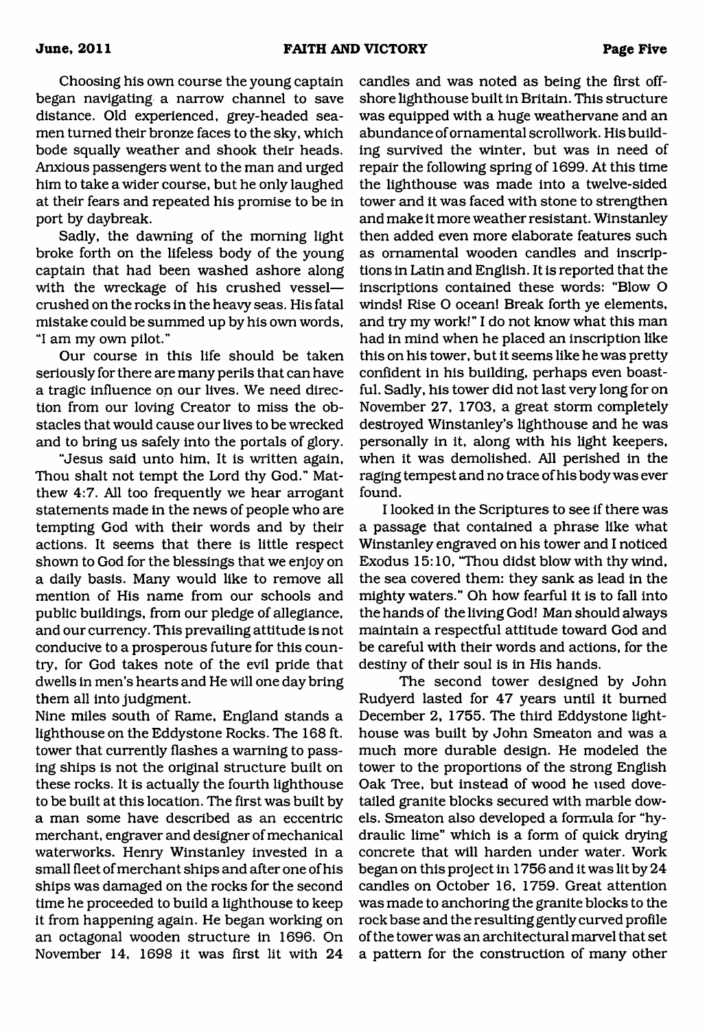Choosing his own course the young captain began navigating a narrow channel to save distance. Old experienced, grey-headed seamen turned their bronze faces to the sky, which bode squally weather and shook their heads. Anxious passengers went to the man and urged him to take a wider course, but he only laughed at their fears and repeated his promise to be in port by daybreak.

Sadly, the dawning of the morning light broke forth on the lifeless body of the young captain that had been washed ashore along with the wreckage of his crushed vessel—crushed on the rocks in the heavy seas. His fatal mistake could be summed up by his own words, "I am my own pilot."

Our course in this life should be taken seriously for there are many perils that can have a tragic influence on our lives. We need direction from our loving Creator to miss the obstacles that would cause our lives to be wrecked and to bring us safely into the portals of glory.

"Jesus said unto him, It is written again, Thou shalt not tempt the Lord thy God." Matthew 4:7. All too frequently we hear arrogant statements made in the news of people who are tempting God with their words and by their actions. It seems that there is little respect shown to God for the blessings that we enjoy on a daily basis. Many would like to remove all mention of His name from our schools and public buildings, from our pledge of allegiance, and our currency. This prevailing attitude is not conducive to a prosperous future for this country, for God takes note of the evil pride that dwells in men's hearts and He will one day bring them all into judgment.

Nine miles south of Rame, England stands a lighthouse on the Eddystone Rocks. The 168 ft. tower that currently flashes a warning to passing ships is not the original structure built on these rocks. It is actually the fourth lighthouse to be built at this location. The first was built by a man some have described as an eccentric merchant, engraver and designer of mechanical waterworks. Henry Winstanley invested in a small fleet of merchant ships and after one of his ships was damaged on the rocks for the second time he proceeded to build a lighthouse to keep it from happening again. He began working on an octagonal wooden structure in 1696. On November 14, 1698 it was first lit with 24 candles and was noted as being the first offshore lighthouse built in Britain. This structure was equipped with a huge weathervane and an abundance of ornamental scrollwork. His building survived the winter, but was in need of repair the following spring of 1699. At this time the lighthouse was made into a twelve-sided tower and it was faced with stone to strengthen and make it more weather resistant. Winstanley then added even more elaborate features such as ornamental wooden candles and inscriptions in Latin and English. It is reported that the inscriptions contained these words: "Blow O winds! Rise O ocean! Break forth ye elements, and try my work!" I do not know what this man had in mind when he placed an inscription like this on his tower, but it seems like he was pretty confident in his building, perhaps even boastful. Sadly, his tower did not last very long for on November 27, 1703, a great storm completely destroyed Winstanley's lighthouse and he was personally in it, along with his light keepers, when it was demolished. All perished in the raging tempest and no trace of his body was ever found.

I looked in the Scriptures to see if there was a passage that contained a phrase like what Winstanley engraved on his tower and I noticed Exodus 15:10, "Thou didst blow with thy wind, the sea covered them: they sank as lead in the mighty waters." Oh how fearful it is to fall into the hands of the living God! Man should always maintain a respectful attitude toward God and be careful with their words and actions, for the destiny of their soul is in His hands.

The second tower designed by John Rudyerd lasted for 47 years until it burned December 2, 1755. The third Eddystone lighthouse was built by John Smeaton and was a much more durable design. He modeled the tower to the proportions of the strong English Oak Tree, but instead of wood he used dovetailed granite blocks secured with marble dowels. Smeaton also developed a formula for "hydraulic lime" which is a form of quick drying concrete that will harden under water. Work began on this project in 1756 and it was lit by 24 candles on October 16, 1759. Great attention was made to anchoring the granite blocks to the rock base and the resulting gently curved profile of the tower was an architectural marvel that set a pattern for the construction of many other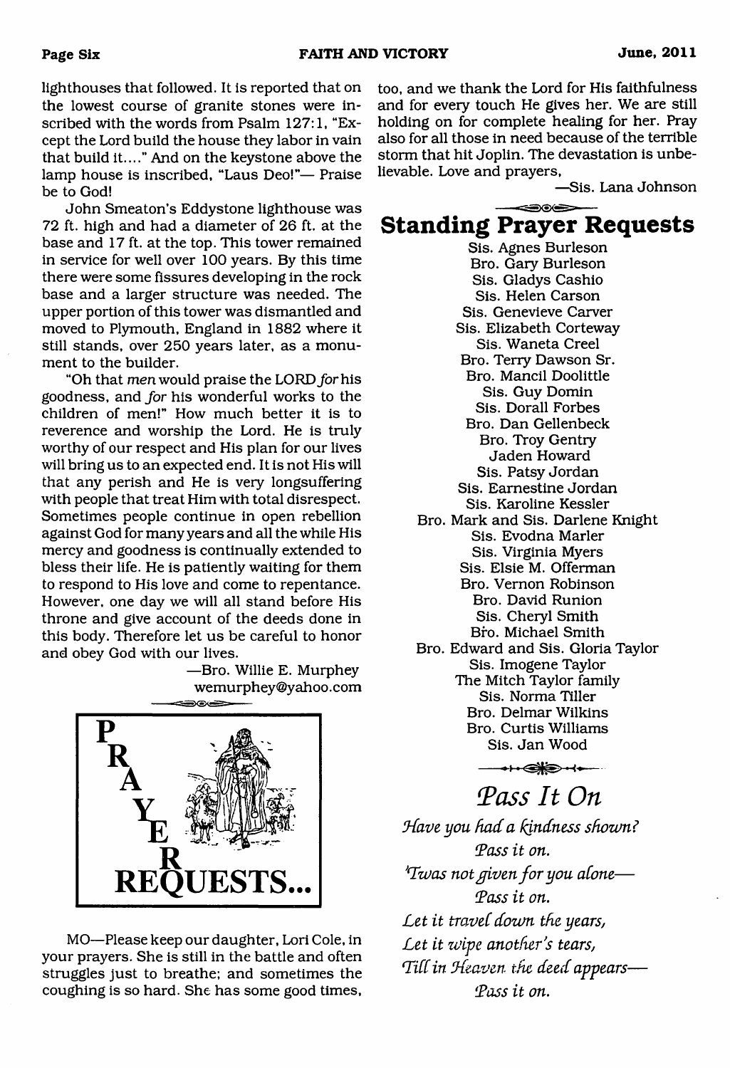lighthouses that followed. It is reported that on the lowest course of granite stones were inscribed with the words from Psalm 127:1, "Except the Lord build the house they labor in vain that build it...." And on the keystone above the lamp house is inscribed, "Laus Deo!"— Praise be to God!

John Smeaton's Eddystone lighthouse was 72 ft. high and had a diameter of 26 ft. at the base and 17 ft. at the top. This tower remained in service for well over 100 years. By this time there were some fissures developing in the rock base and a larger structure was needed. The upper portion of this tower was dismantled and moved to Plymouth, England in 1882 where it still stands, over 250 years later, as a monument to the builder.

"Oh that *men* would praise the LORD *for* his goodness, and *for* his wonderful works to the children of men!" How much better it is to reverence and worship the Lord. He is truly worthy of our respect and His plan for our lives will bring us to an expected end. It is not His will that any perish and He is very longsuffering with people that treat Him with total disrespect. Sometimes people continue in open rebellion against God for many years and all the while His mercy and goodness is continually extended to bless their life. He is patiently waiting for them to respond to His love and come to repentance. However, one day we will all stand before His throne and give account of the deeds done in this body. Therefore let us be careful to honor and obey God with our lives.

—Bro. Willie E. Murphey
wemurphey@yahoo.com

# PRAYER REQUESTS...

MO—Please keep our daughter, Lori Cole, in your prayers. She is still in the battle and often struggles just to breathe; and sometimes the coughing is so hard. She has some good times, too, and we thank the Lord for His faithfulness and for every touch He gives her. We are still holding on for complete healing for her. Pray also for all those in need because of the terrible storm that hit Joplin. The devastation is unbelievable. Love and prayers,

—Sis. Lana Johnson

## Standing Prayer Requests

Sis. Agnes Burleson
Bro. Gary Burleson
Sis. Gladys Cashio
Sis. Helen Carson
Sis. Genevieve Carver
Sis. Elizabeth Corteway
Sis. Waneta Creel
Bro. Terry Dawson Sr.
Bro. Mancil Doolittle
Sis. Guy Domin
Sis. Dorall Forbes
Bro. Dan Gellenbeck
Bro. Troy Gentry
Jaden Howard
Sis. Patsy Jordan
Sis. Earnestine Jordan
Sis. Karoline Kessler
Bro. Mark and Sis. Darlene Knight
Sis. Evodna Marler
Sis. Virginia Myers
Sis. Elsie M. Offerman
Bro. Vernon Robinson
Bro. David Runion
Sis. Cheryl Smith
Bro. Michael Smith
Bro. Edward and Sis. Gloria Taylor
Sis. Imogene Taylor
The Mitch Taylor family
Sis. Norma Tiller
Bro. Delmar Wilkins
Bro. Curtis Williams
Sis. Jan Wood

## *Pass It On*

*Have you had a kindness shown?*
*Pass it on.*
*'Twas not given for you alone—*
*Pass it on.*
*Let it travel down the years,*
*Let it wipe another's tears,*
*Till in Heaven the deed appears—*
*Pass it on.*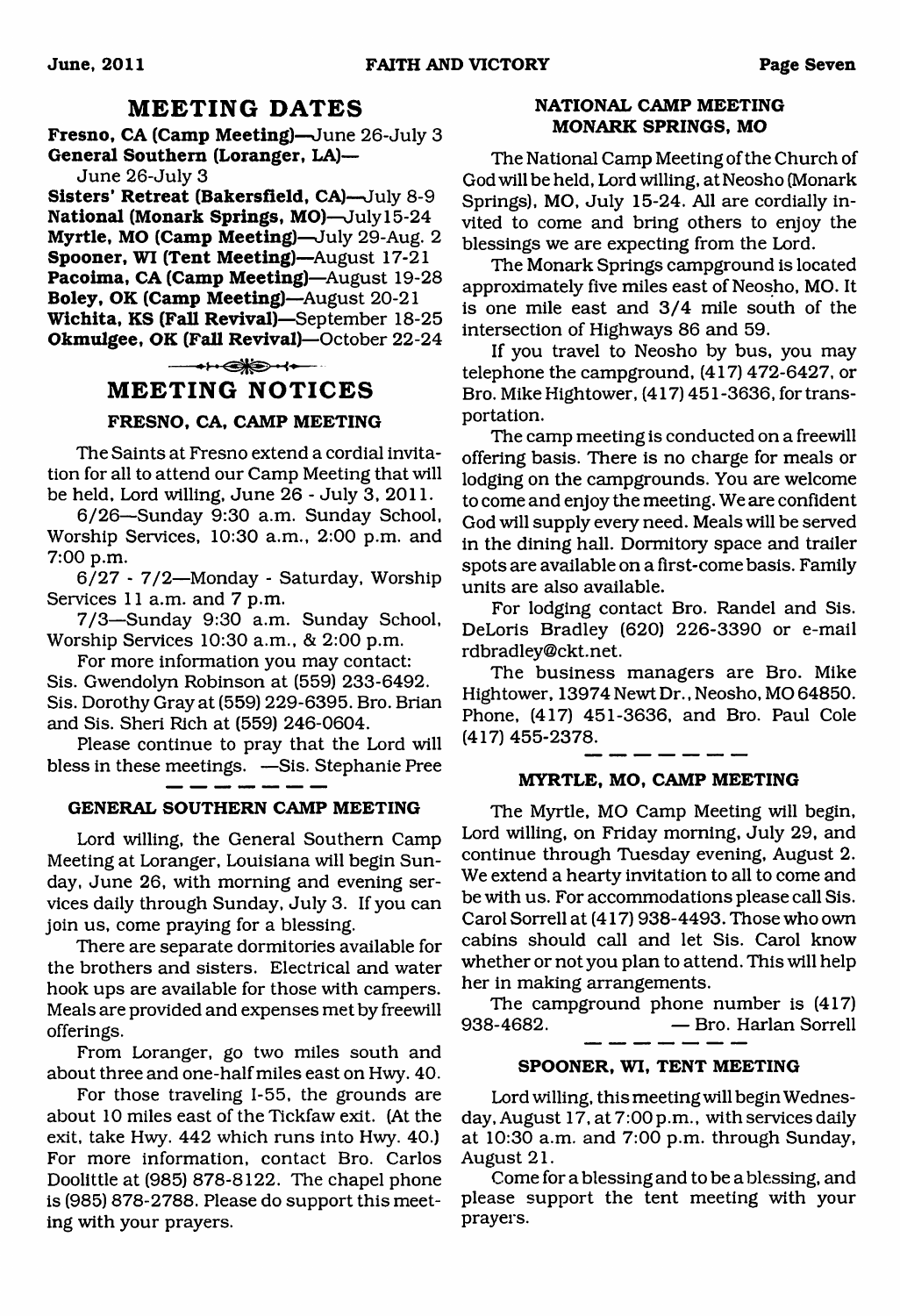## MEETING DATES

**Fresno, CA (Camp Meeting)**—June 26-July 3
**General Southern (Loranger, LA)**—
June 26-July 3
**Sisters' Retreat (Bakersfield, CA)**—July 8-9
**National (Monark Springs, MO)**—July15-24
**Myrtle, MO (Camp Meeting)**—July 29-Aug. 2
**Spooner, WI (Tent Meeting)**—August 17-21
**Pacoima, CA (Camp Meeting)**—August 19-28
**Boley, OK (Camp Meeting)**—August 20-21
**Wichita, KS (Fall Revival)**—September 18-25
**Okmulgee, OK (Fall Revival)**—October 22-24

## MEETING NOTICES

### FRESNO, CA, CAMP MEETING

The Saints at Fresno extend a cordial invitation for all to attend our Camp Meeting that will be held, Lord willing, June 26 - July 3, 2011.

6/26—Sunday 9:30 a.m. Sunday School, Worship Services, 10:30 a.m., 2:00 p.m. and 7:00 p.m.

6/27 - 7/2—Monday - Saturday, Worship Services 11 a.m. and 7 p.m.

7/3—Sunday 9:30 a.m. Sunday School, Worship Services 10:30 a.m., & 2:00 p.m.

For more information you may contact:
Sis. Gwendolyn Robinson at (559) 233-6492. Sis. Dorothy Gray at (559) 229-6395. Bro. Brian and Sis. Sheri Rich at (559) 246-0604.

Please continue to pray that the Lord will bless in these meetings. —Sis. Stephanie Pree

### GENERAL SOUTHERN CAMP MEETING

Lord willing, the General Southern Camp Meeting at Loranger, Louisiana will begin Sunday, June 26, with morning and evening services daily through Sunday, July 3. If you can join us, come praying for a blessing.

There are separate dormitories available for the brothers and sisters. Electrical and water hook ups are available for those with campers. Meals are provided and expenses met by freewill offerings.

From Loranger, go two miles south and about three and one-half miles east on Hwy. 40.

For those traveling I-55, the grounds are about 10 miles east of the Tickfaw exit. (At the exit, take Hwy. 442 which runs into Hwy. 40.) For more information, contact Bro. Carlos Doolittle at (985) 878-8122. The chapel phone is (985) 878-2788. Please do support this meeting with your prayers.

### NATIONAL CAMP MEETING MONARK SPRINGS, MO

The National Camp Meeting of the Church of God will be held, Lord willing, at Neosho (Monark Springs), MO, July 15-24. All are cordially invited to come and bring others to enjoy the blessings we are expecting from the Lord.

The Monark Springs campground is located approximately five miles east of Neosho, MO. It is one mile east and 3/4 mile south of the intersection of Highways 86 and 59.

If you travel to Neosho by bus, you may telephone the campground, (417) 472-6427, or Bro. Mike Hightower, (417) 451-3636, for transportation.

The camp meeting is conducted on a freewill offering basis. There is no charge for meals or lodging on the campgrounds. You are welcome to come and enjoy the meeting. We are confident God will supply every need. Meals will be served in the dining hall. Dormitory space and trailer spots are available on a first-come basis. Family units are also available.

For lodging contact Bro. Randel and Sis. DeLoris Bradley (620) 226-3390 or e-mail rdbradley@ckt.net.

The business managers are Bro. Mike Hightower, 13974 Newt Dr., Neosho, MO 64850. Phone, (417) 451-3636, and Bro. Paul Cole (417) 455-2378.

### MYRTLE, MO, CAMP MEETING

The Myrtle, MO Camp Meeting will begin, Lord willing, on Friday morning, July 29, and continue through Tuesday evening, August 2. We extend a hearty invitation to all to come and be with us. For accommodations please call Sis. Carol Sorrell at (417) 938-4493. Those who own cabins should call and let Sis. Carol know whether or not you plan to attend. This will help her in making arrangements.

The campground phone number is (417) 938-4682. — Bro. Harlan Sorrell

### SPOONER, WI, TENT MEETING

Lord willing, this meeting will begin Wednesday, August 17, at 7:00 p.m., with services daily at 10:30 a.m. and 7:00 p.m. through Sunday, August 21.

Come for a blessing and to be a blessing, and please support the tent meeting with your prayers.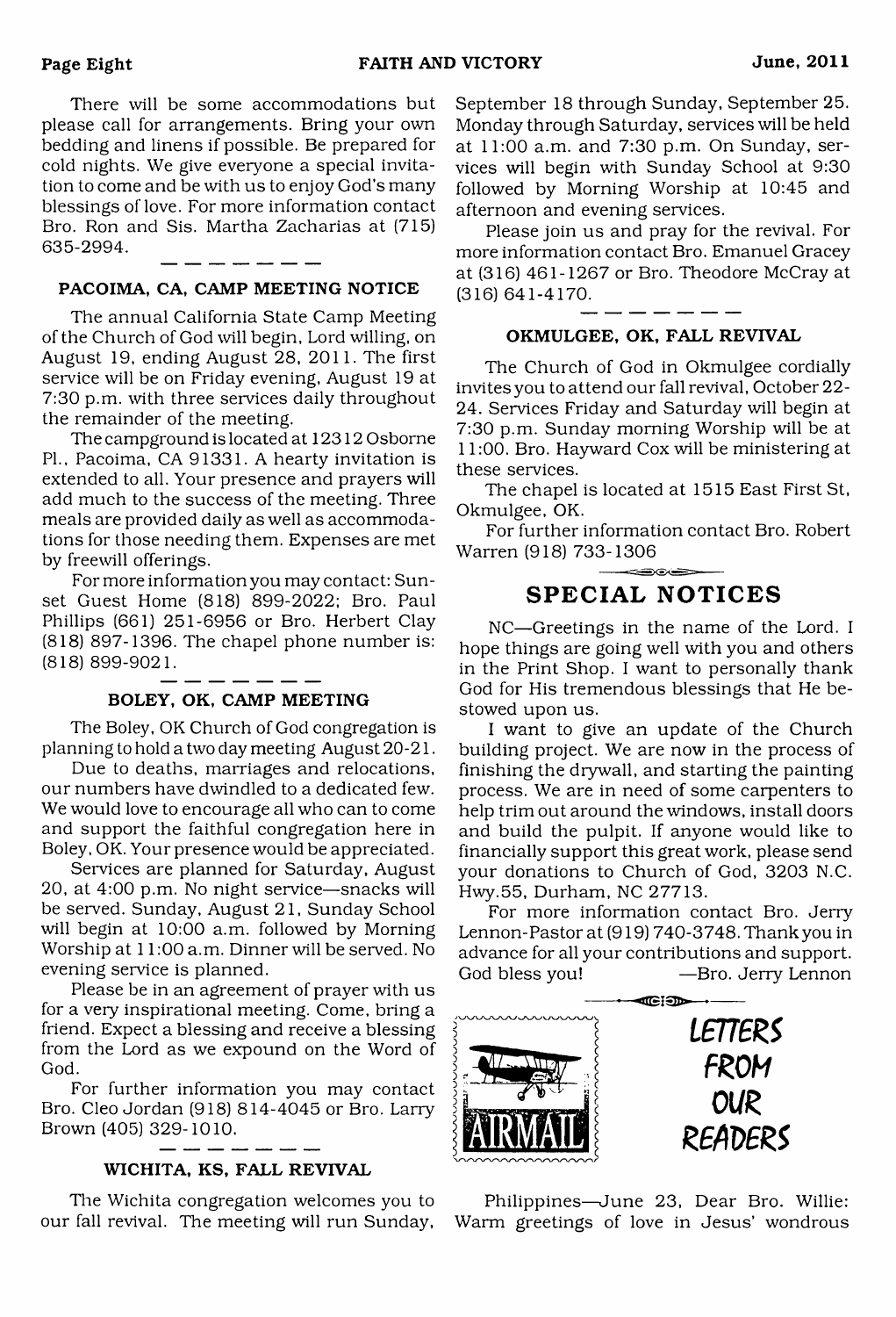There will be some accommodations but please call for arrangements. Bring your own bedding and linens if possible. Be prepared for cold nights. We give everyone a special invitation to come and be with us to enjoy God's many blessings of love. For more information contact Bro. Ron and Sis. Martha Zacharias at (715) 635-2994.

### PACOIMA, CA, CAMP MEETING NOTICE

The annual California State Camp Meeting of the Church of God will begin, Lord willing, on August 19, ending August 28, 2011. The first service will be on Friday evening, August 19 at 7:30 p.m. with three services daily throughout the remainder of the meeting.

The campground is located at 12312 Osborne Pl., Pacoima, CA 91331. A hearty invitation is extended to all. Your presence and prayers will add much to the success of the meeting. Three meals are provided daily as well as accommodations for those needing them. Expenses are met by freewill offerings.

For more information you may contact: Sunset Guest Home (818) 899-2022; Bro. Paul Phillips (661) 251-6956 or Bro. Herbert Clay (818) 897-1396. The chapel phone number is: (818) 899-9021.

### BOLEY, OK, CAMP MEETING

The Boley, OK Church of God congregation is planning to hold a two day meeting August 20-21.

Due to deaths, marriages and relocations, our numbers have dwindled to a dedicated few. We would love to encourage all who can to come and support the faithful congregation here in Boley, OK. Your presence would be appreciated.

Services are planned for Saturday, August 20, at 4:00 p.m. No night service—snacks will be served. Sunday, August 21, Sunday School will begin at 10:00 a.m. followed by Morning Worship at 11:00 a.m. Dinner will be served. No evening service is planned.

Please be in an agreement of prayer with us for a very inspirational meeting. Come, bring a friend. Expect a blessing and receive a blessing from the Lord as we expound on the Word of God.

For further information you may contact Bro. Cleo Jordan (918) 814-4045 or Bro. Larry Brown (405) 329-1010.

### WICHITA, KS, FALL REVIVAL

The Wichita congregation welcomes you to our fall revival. The meeting will run Sunday, September 18 through Sunday, September 25. Monday through Saturday, services will be held at 11:00 a.m. and 7:30 p.m. On Sunday, services will begin with Sunday School at 9:30 followed by Morning Worship at 10:45 and afternoon and evening services.

Please join us and pray for the revival. For more information contact Bro. Emanuel Gracey at (316) 461-1267 or Bro. Theodore McCray at (316) 641-4170.

### OKMULGEE, OK, FALL REVIVAL

The Church of God in Okmulgee cordially invites you to attend our fall revival, October 22-24. Services Friday and Saturday will begin at 7:30 p.m. Sunday morning Worship will be at 11:00. Bro. Hayward Cox will be ministering at these services.

The chapel is located at 1515 East First St, Okmulgee, OK.

For further information contact Bro. Robert Warren (918) 733-1306

## SPECIAL NOTICES

NC—Greetings in the name of the Lord. I hope things are going well with you and others in the Print Shop. I want to personally thank God for His tremendous blessings that He bestowed upon us.

I want to give an update of the Church building project. We are now in the process of finishing the drywall, and starting the painting process. We are in need of some carpenters to help trim out around the windows, install doors and build the pulpit. If anyone would like to financially support this great work, please send your donations to Church of God, 3203 N.C. Hwy.55, Durham, NC 27713.

For more information contact Bro. Jerry Lennon-Pastor at (919) 740-3748. Thank you in advance for all your contributions and support. God bless you! —Bro. Jerry Lennon

## LETTERS FROM OUR READERS

Philippines—June 23, Dear Bro. Willie: Warm greetings of love in Jesus' wondrous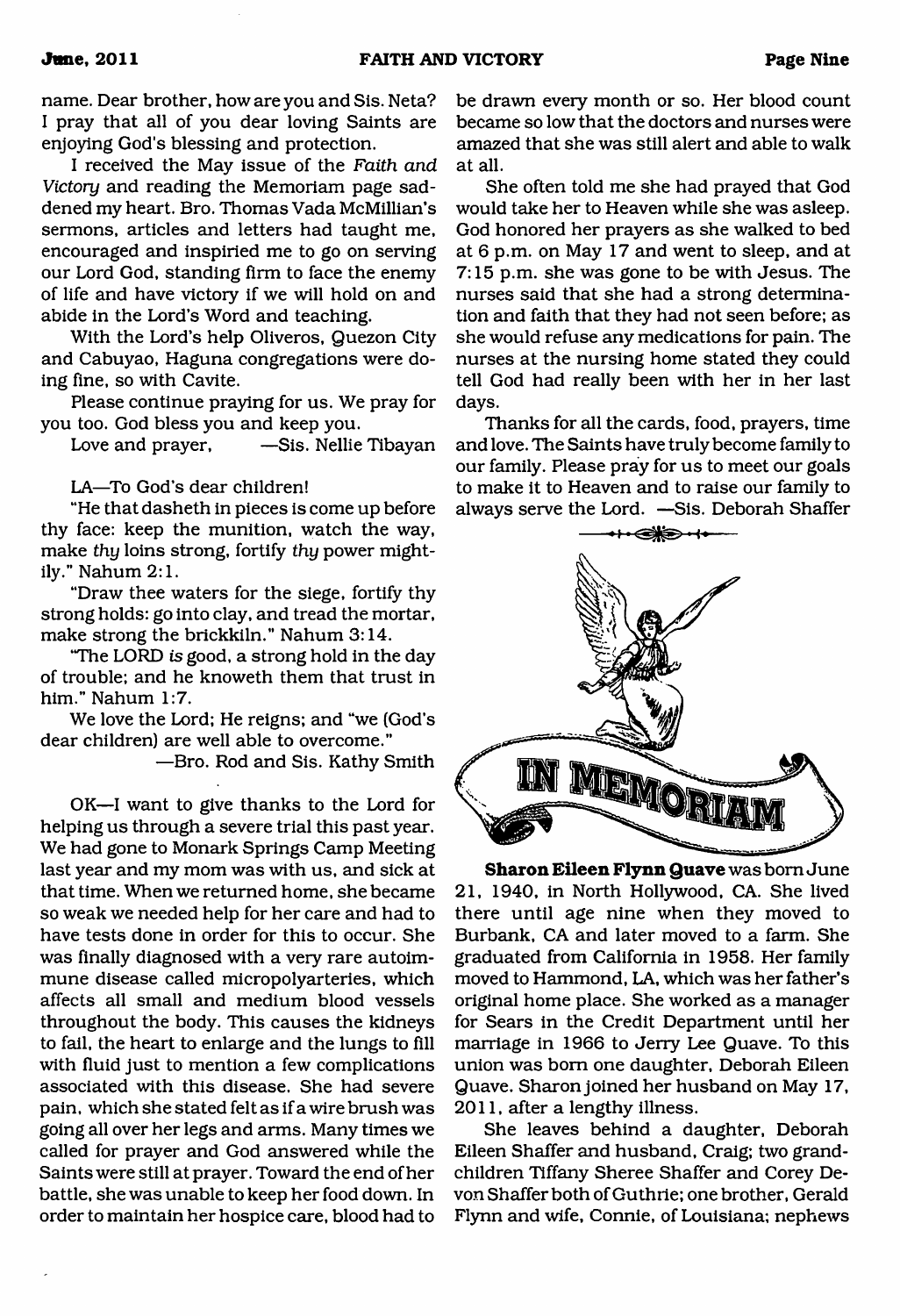name. Dear brother, how are you and Sis. Neta? I pray that all of you dear loving Saints are enjoying God's blessing and protection.

I received the May issue of the *Faith and Victory* and reading the Memoriam page saddened my heart. Bro. Thomas Vada McMillian's sermons, articles and letters had taught me, encouraged and inspired me to go on serving our Lord God, standing firm to face the enemy of life and have victory if we will hold on and abide in the Lord's Word and teaching.

With the Lord's help Oliveros, Quezon City and Cabuyao, Haguna congregations were doing fine, so with Cavite.

Please continue praying for us. We pray for you too. God bless you and keep you.

Love and prayer, —Sis. Nellie Tibayan

LA—To God's dear children!

"He that dasheth in pieces is come up before thy face: keep the munition, watch the way, make *thy* loins strong, fortify *thy* power mightily." Nahum 2:1.

"Draw thee waters for the siege, fortify thy strong holds: go into clay, and tread the mortar, make strong the brickkiln." Nahum 3:14.

"The LORD *is* good, a strong hold in the day of trouble; and he knoweth them that trust in him." Nahum 1:7.

We love the Lord; He reigns; and "we (God's dear children) are well able to overcome."

—Bro. Rod and Sis. Kathy Smith

OK—I want to give thanks to the Lord for helping us through a severe trial this past year. We had gone to Monark Springs Camp Meeting last year and my mom was with us, and sick at that time. When we returned home, she became so weak we needed help for her care and had to have tests done in order for this to occur. She was finally diagnosed with a very rare autoimmune disease called micropolyarteries, which affects all small and medium blood vessels throughout the body. This causes the kidneys to fail, the heart to enlarge and the lungs to fill with fluid just to mention a few complications associated with this disease. She had severe pain, which she stated felt as if a wire brush was going all over her legs and arms. Many times we called for prayer and God answered while the Saints were still at prayer. Toward the end of her battle, she was unable to keep her food down. In order to maintain her hospice care, blood had to be drawn every month or so. Her blood count became so low that the doctors and nurses were amazed that she was still alert and able to walk at all.

She often told me she had prayed that God would take her to Heaven while she was asleep. God honored her prayers as she walked to bed at 6 p.m. on May 17 and went to sleep, and at 7:15 p.m. she was gone to be with Jesus. The nurses said that she had a strong determination and faith that they had not seen before; as she would refuse any medications for pain. The nurses at the nursing home stated they could tell God had really been with her in her last days.

Thanks for all the cards, food, prayers, time and love. The Saints have truly become family to our family. Please pray for us to meet our goals to make it to Heaven and to raise our family to always serve the Lord. —Sis. Deborah Shaffer

## IN MEMORIAM

**Sharon Eileen Flynn Quave** was born June 21, 1940, in North Hollywood, CA. She lived there until age nine when they moved to Burbank, CA and later moved to a farm. She graduated from California in 1958. Her family moved to Hammond, LA, which was her father's original home place. She worked as a manager for Sears in the Credit Department until her marriage in 1966 to Jerry Lee Quave. To this union was born one daughter, Deborah Eileen Quave. Sharon joined her husband on May 17, 2011, after a lengthy illness.

She leaves behind a daughter, Deborah Eileen Shaffer and husband, Craig; two grandchildren Tiffany Sheree Shaffer and Corey Devon Shaffer both of Guthrie; one brother, Gerald Flynn and wife, Connie, of Louisiana; nephews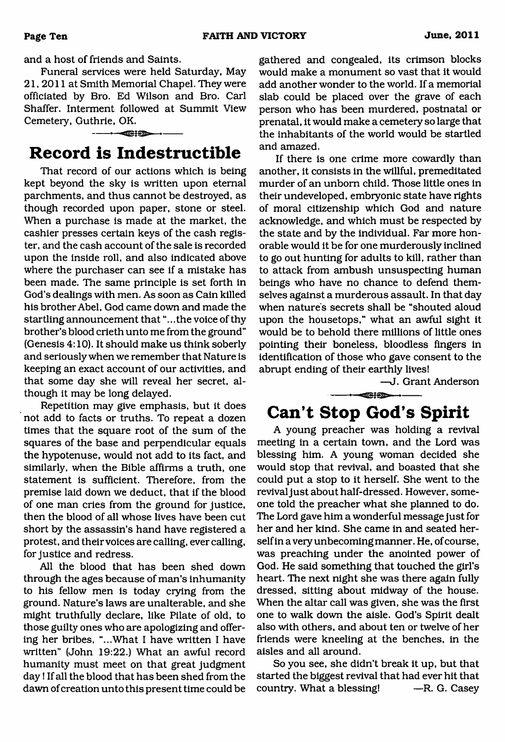and a host of friends and Saints.

Funeral services were held Saturday, May 21, 2011 at Smith Memorial Chapel. They were officiated by Bro. Ed Wilson and Bro. Carl Shaffer. Interment followed at Summit View Cemetery, Guthrie, OK.

## Record is Indestructible

That record of our actions which is being kept beyond the sky is written upon eternal parchments, and thus cannot be destroyed, as though recorded upon paper, stone or steel. When a purchase is made at the market, the cashier presses certain keys of the cash register, and the cash account of the sale is recorded upon the inside roll, and also indicated above where the purchaser can see if a mistake has been made. The same principle is set forth in God's dealings with men. As soon as Cain killed his brother Abel, God came down and made the startling announcement that "...the voice of thy brother's blood crieth unto me from the ground" (Genesis 4:10). It should make us think soberly and seriously when we remember that Nature is keeping an exact account of our activities, and that some day she will reveal her secret, although it may be long delayed.

Repetition may give emphasis, but it does not add to facts or truths. To repeat a dozen times that the square root of the sum of the squares of the base and perpendicular equals the hypotenuse, would not add to its fact, and similarly, when the Bible affirms a truth, one statement is sufficient. Therefore, from the premise laid down we deduct, that if the blood of one man cries from the ground for justice, then the blood of all whose lives have been cut short by the assassin's hand have registered a protest, and their voices are calling, ever calling, for justice and redress.

All the blood that has been shed down through the ages because of man's inhumanity to his fellow men is today crying from the ground. Nature's laws are unalterable, and she might truthfully declare, like Pilate of old, to those guilty ones who are apologizing and offering her bribes, "...What I have written I have written" (John 19:22.) What an awful record humanity must meet on that great judgment day! If all the blood that has been shed from the dawn of creation unto this present time could be gathered and congealed, its crimson blocks would make a monument so vast that it would add another wonder to the world. If a memorial slab could be placed over the grave of each person who has been murdered, postnatal or prenatal, it would make a cemetery so large that the inhabitants of the world would be startled and amazed.

If there is one crime more cowardly than another, it consists in the willful, premeditated murder of an unborn child. Those little ones in their undeveloped, embryonic state have rights of moral citizenship which God and nature acknowledge, and which must be respected by the state and by the individual. Far more honorable would it be for one murderously inclined to go out hunting for adults to kill, rather than to attack from ambush unsuspecting human beings who have no chance to defend themselves against a murderous assault. In that day when nature's secrets shall be "shouted aloud upon the housetops," what an awful sight it would be to behold there millions of little ones pointing their boneless, bloodless fingers in identification of those who gave consent to the abrupt ending of their earthly lives!

—J. Grant Anderson

## Can't Stop God's Spirit

A young preacher was holding a revival meeting in a certain town, and the Lord was blessing him. A young woman decided she would stop that revival, and boasted that she could put a stop to it herself. She went to the revival just about half-dressed. However, someone told the preacher what she planned to do. The Lord gave him a wonderful message just for her and her kind. She came in and seated herself in a very unbecoming manner. He, of course, was preaching under the anointed power of God. He said something that touched the girl's heart. The next night she was there again fully dressed, sitting about midway of the house. When the altar call was given, she was the first one to walk down the aisle. God's Spirit dealt also with others, and about ten or twelve of her friends were kneeling at the benches, in the aisles and all around.

So you see, she didn't break it up, but that started the biggest revival that had ever hit that country. What a blessing! —R. G. Casey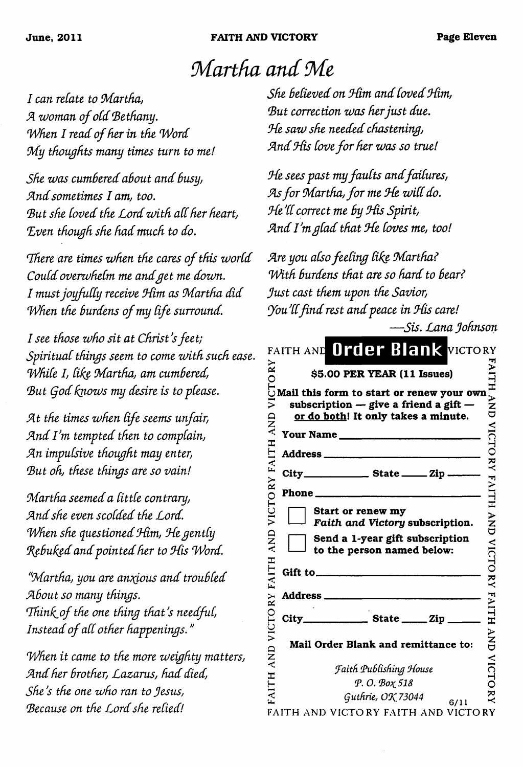# Martha and Me

*I can relate to Martha,*
*A woman of old Bethany.*
*When I read of her in the Word*
*My thoughts many times turn to me!*

*She was cumbered about and busy,*
*And sometimes I am, too.*
*But she loved the Lord with all her heart,*
*Even though she had much to do.*

*There are times when the cares of this world*
*Could overwhelm me and get me down.*
*I must joyfully receive Him as Martha did*
*When the burdens of my life surround.*

*I see those who sit at Christ's feet;*
*Spiritual things seem to come with such ease.*
*While I, like Martha, am cumbered,*
*But God knows my desire is to please.*

*At the times when life seems unfair,*
*And I'm tempted then to complain,*
*An impulsive thought may enter,*
*But oh, these things are so vain!*

*Martha seemed a little contrary,*
*And she even scolded the Lord.*
*When she questioned Him, He gently*
*Rebuked and pointed her to His Word.*

*"Martha, you are anxious and troubled*
*About so many things.*
*Think of the one thing that's needful,*
*Instead of all other happenings."*

*When it came to the more weighty matters,*
*And her brother, Lazarus, had died,*
*She's the one who ran to Jesus,*
*Because on the Lord she relied!*

*She believed on Him and loved Him,*
*But correction was her just due.*
*He saw she needed chastening,*
*And His love for her was so true!*

*He sees past my faults and failures,*
*As for Martha, for me He will do.*
*He'll correct me by His Spirit,*
*And I'm glad that He loves me, too!*

*Are you also feeling like Martha?*
*With burdens that are so hard to bear?*
*Just cast them upon the Savior,*
*You'll find rest and peace in His care!*

—*Sis. Lana Johnson*

## FAITH AND VICTORY Order Blank

**$5.00 PER YEAR (11 Issues)**

**Mail this form to start or renew your own subscription — give a friend a gift — or do both! It only takes a minute.**

**Your Name** ____________________

**Address** ____________________

**City** __________ **State** _____ **Zip** _____

**Phone** ____________________

☐ **Start or renew my *Faith and Victory* subscription.**

☐ **Send a 1-year gift subscription to the person named below:**

**Gift to** ____________________

**Address** ____________________

**City** __________ **State** _____ **Zip** _____

**Mail Order Blank and remittance to:**

*Faith Publishing House*
*P. O. Box 518*
*Guthrie, OK 73044*

6/11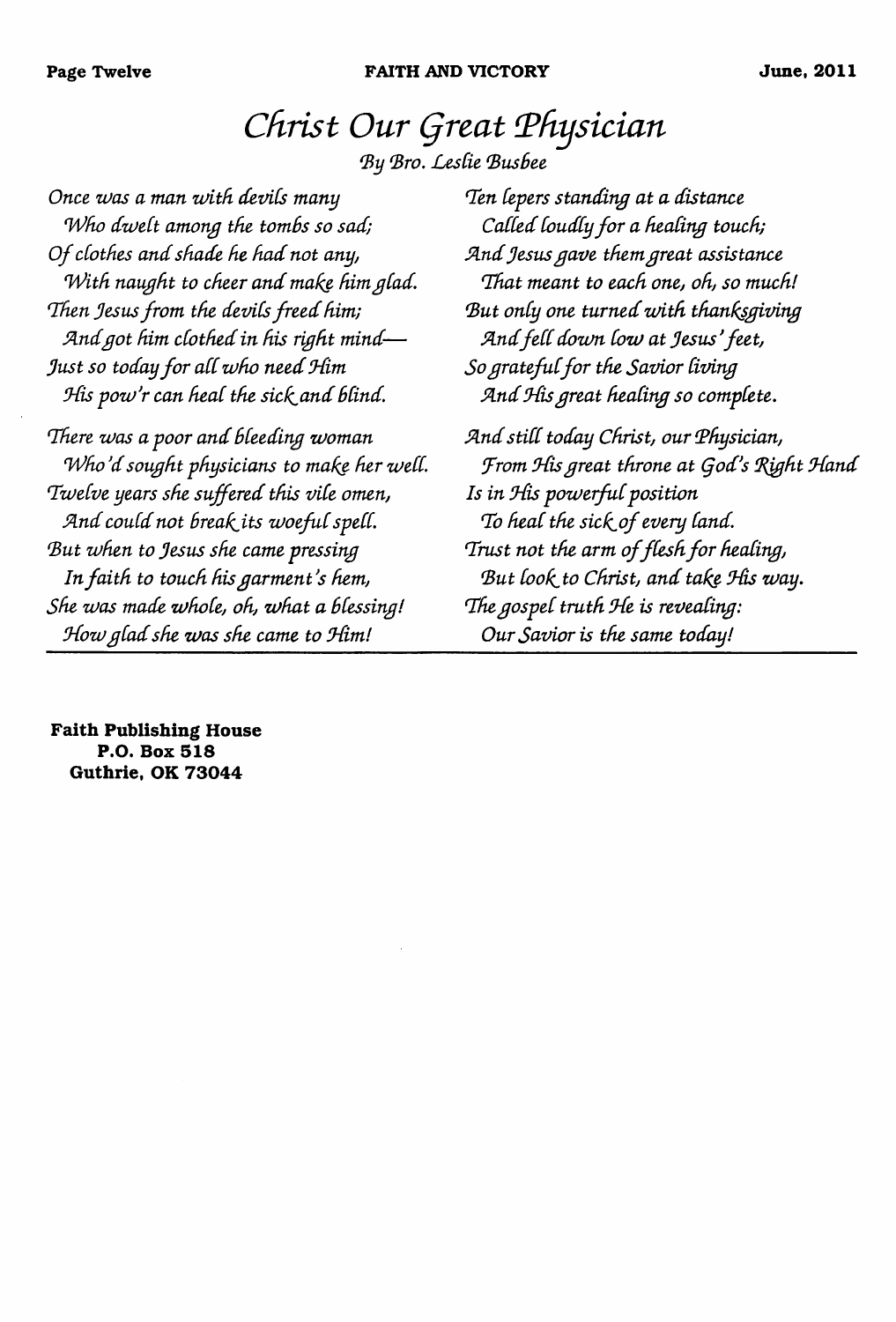# *Christ Our Great Physician*

*By Bro. Leslie Busbee*

*Once was a man with devils many*
*Who dwelt among the tombs so sad;*
*Of clothes and shade he had not any,*
*With naught to cheer and make him glad.*
*Then Jesus from the devils freed him;*
*And got him clothed in his right mind—*
*Just so today for all who need Him*
*His pow'r can heal the sick and blind.*

*There was a poor and bleeding woman*
*Who'd sought physicians to make her well.*
*Twelve years she suffered this vile omen,*
*And could not break its woeful spell.*
*But when to Jesus she came pressing*
*In faith to touch his garment's hem,*
*She was made whole, oh, what a blessing!*
*How glad she was she came to Him!*

*Ten lepers standing at a distance*
*Called loudly for a healing touch;*
*And Jesus gave them great assistance*
*That meant to each one, oh, so much!*
*But only one turned with thanksgiving*
*And fell down low at Jesus' feet,*
*So grateful for the Savior living*
*And His great healing so complete.*

*And still today Christ, our Physician,*
*From His great throne at God's Right Hand*
*Is in His powerful position*
*To heal the sick of every land.*
*Trust not the arm of flesh for healing,*
*But look to Christ, and take His way.*
*The gospel truth He is revealing:*
*Our Savior is the same today!*

**Faith Publishing House**
**P.O. Box 518**
**Guthrie, OK 73044**